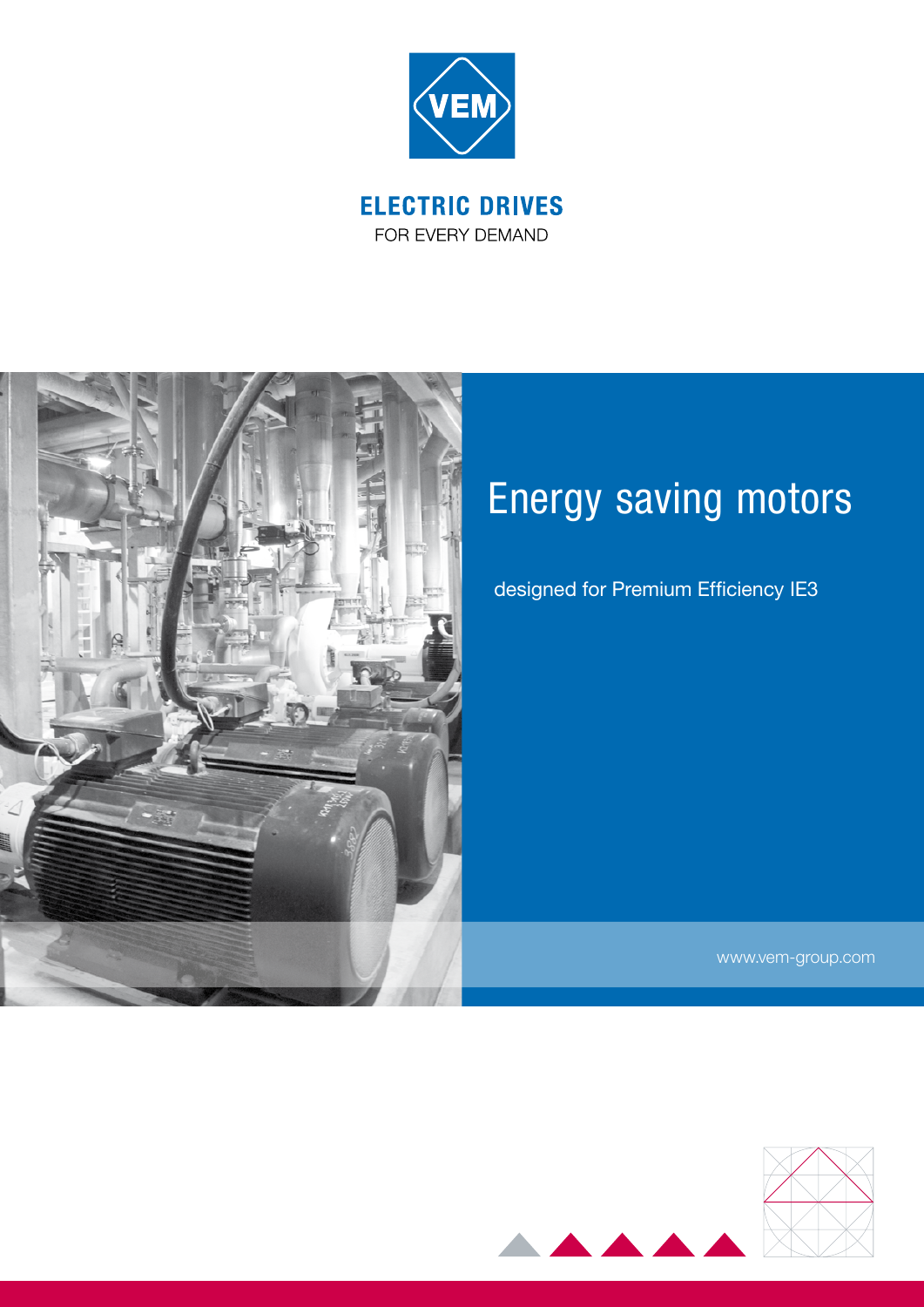VEM

**ELECTRIC DRIVES**

FOR EVERY DEMAND

# Energy saving motors

designed for Premium Efficiency IE3

www.vem-group.com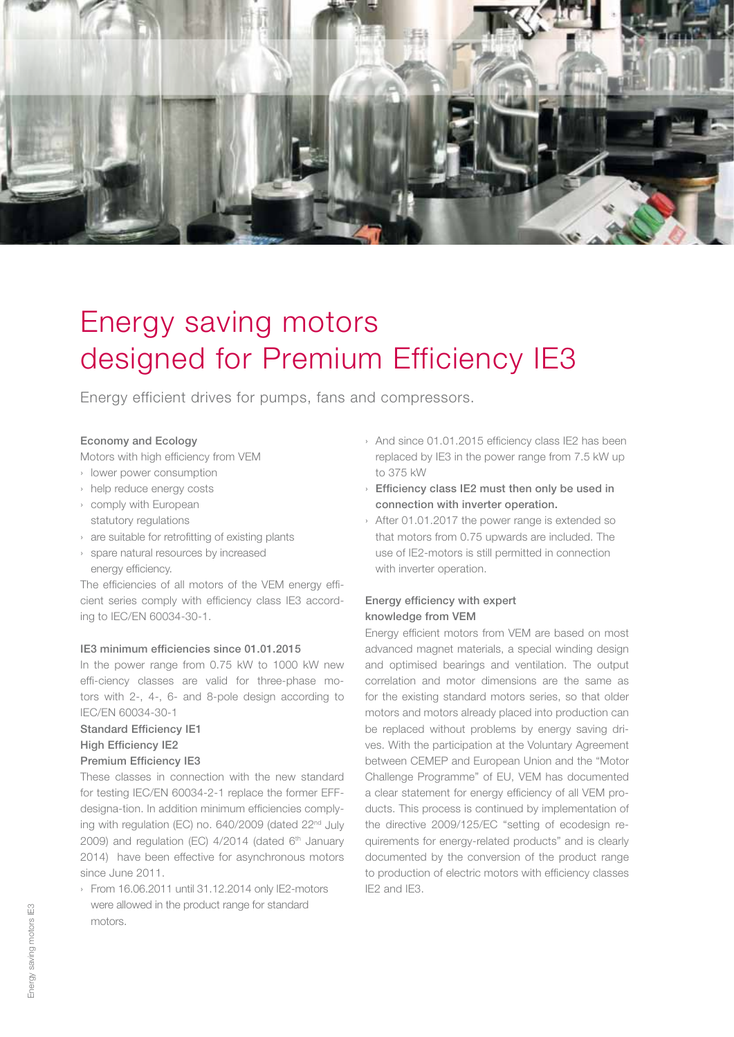# Energy saving motors designed for Premium Efficiency IE3

Energy efficient drives for pumps, fans and compressors.

**Economy and Ecology**

Motors with high efficiency from VEM

- lower power consumption
- help reduce energy costs
- comply with European statutory regulations
- are suitable for retrofitting of existing plants
- spare natural resources by increased energy efficiency.

The efficiencies of all motors of the VEM energy efficient series comply with efficiency class IE3 according to IEC/EN 60034-30-1.

**IE3 minimum efficiencies since 01.01.2015**

In the power range from 0.75 kW to 1000 kW new efficiency classes are valid for three-phase motors with 2-, 4-, 6- and 8-pole design according to IEC/EN 60034-30-1

**Standard Efficiency IE1**
**High Efficiency IE2**
**Premium Efficiency IE3**

These classes in connection with the new standard for testing IEC/EN 60034-2-1 replace the former EFF-designa-tion. In addition minimum efficiencies complying with regulation (EC) no. 640/2009 (dated 22nd July 2009) and regulation (EC) 4/2014 (dated 6th January 2014) have been effective for asynchronous motors since June 2011.

- From 16.06.2011 until 31.12.2014 only IE2-motors were allowed in the product range for standard motors.
- And since 01.01.2015 efficiency class IE2 has been replaced by IE3 in the power range from 7.5 kW up to 375 kW
- **Efficiency class IE2 must then only be used in connection with inverter operation.**
- After 01.01.2017 the power range is extended so that motors from 0.75 upwards are included. The use of IE2-motors is still permitted in connection with inverter operation.

**Energy efficiency with expert knowledge from VEM**

Energy efficient motors from VEM are based on most advanced magnet materials, a special winding design and optimised bearings and ventilation. The output correlation and motor dimensions are the same as for the existing standard motors series, so that older motors and motors already placed into production can be replaced without problems by energy saving drives. With the participation at the Voluntary Agreement between CEMEP and European Union and the "Motor Challenge Programme" of EU, VEM has documented a clear statement for energy efficiency of all VEM products. This process is continued by implementation of the directive 2009/125/EC "setting of ecodesign requirements for energy-related products" and is clearly documented by the conversion of the product range to production of electric motors with efficiency classes IE2 and IE3.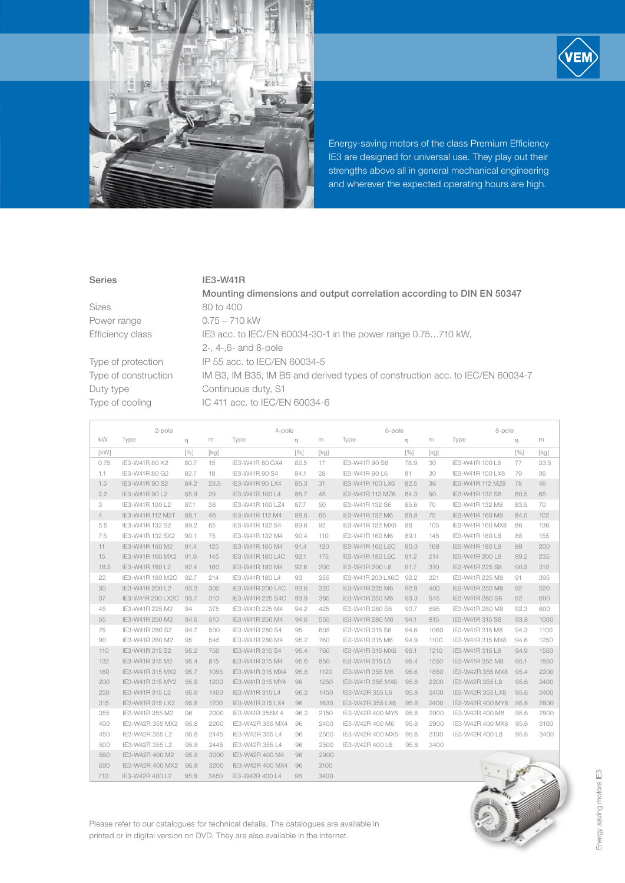Energy-saving motors of the class Premium Efficiency IE3 are designed for universal use. They play out their strengths above all in general mechanical engineering and wherever the expected operating hours are high.

| | |
|---|---|
| **Series** | **IE3-W41R** |
| | **Mounting dimensions and output correlation according to DIN EN 50347** |
| Sizes | 80 to 400 |
| Power range | 0.75 – 710 kW |
| Efficiency class | IE3 acc. to IEC/EN 60034-30-1 in the power range 0.75…710 kW, 2-, 4-,6- and 8-pole |
| Type of protection | IP 55 acc. to IEC/EN 60034-5 |
| Type of construction | IM B3, IM B35, IM B5 and derived types of construction acc. to IEC/EN 60034-7 |
| Duty type | Continuous duty, S1 |
| Type of cooling | IC 411 acc. to IEC/EN 60034-6 |

| | 2-pole | | | 4-pole | | | 6-pole | | | 8-pole | | |
|---|---|---|---|---|---|---|---|---|---|---|---|---|
| kW | Type | η | m | Type | η | m | Type | η | m | Type | η | m |
| [kW] | | [%] | [kg] | | [%] | [kg] | | [%] | [kg] | | [%] | [kg] |
| 0.75 | IE3-W41R 80 K2 | 80.7 | 15 | IE3-W41R 80 GX4 | 82.5 | 17 | IE3-W41R 90 S6 | 78.9 | 30 | IE3-W41R 100 L8 | 77 | 33.5 |
| 1.1 | IE3-W41R 80 G2 | 82.7 | 18 | IE3-W41R 90 S4 | 84.1 | 28 | IE3-W41R 90 L6 | 81 | 30 | IE3-W41R 100 LX8 | 79 | 36 |
| 1.5 | IE3-W41R 90 S2 | 84.2 | 23.5 | IE3-W41R 90 LX4 | 85.3 | 31 | IE3-W41R 100 LX6 | 82.5 | 36 | IE3-W41R 112 MZ8 | 78 | 46 |
| 2.2 | IE3-W41R 90 L2 | 85.9 | 29 | IE3-W41R 100 L4 | 86.7 | 45 | IE3-W41R 112 MZ6 | 84.3 | 50 | IE3-W41R 132 S8 | 80.5 | 65 |
| 3 | IE3-W41R 100 L2 | 87.1 | 38 | IE3-W41R 100 LZ4 | 87.7 | 50 | IE3-W41R 132 S6 | 85.6 | 70 | IE3-W41R 132 M8 | 83.5 | 70 |
| 4 | IE3-W41R 112 M2T | 88.1 | 46 | IE3-W41R 112 M4 | 88.6 | 65 | IE3-W41R 132 M6 | 86.8 | 75 | IE3-W41R 160 M8 | 84.5 | 102 |
| 5.5 | IE3-W41R 132 S2 | 89.2 | 65 | IE3-W41R 132 S4 | 89.6 | 92 | IE3-W41R 132 MX6 | 88 | 105 | IE3-W41R 160 MX8 | 86 | 136 |
| 7.5 | IE3-W41R 132 SX2 | 90.1 | 75 | IE3-W41R 132 M4 | 90.4 | 110 | IE3-W41R 160 M6 | 89.1 | 145 | IE3-W41R 160 L8 | 88 | 155 |
| 11 | IE3-W41R 160 M2 | 91.4 | 125 | IE3-W41R 160 M4 | 91.4 | 120 | IE3-W41R 160 L6C | 90.3 | 168 | IE3-W41R 180 L8 | 89 | 200 |
| 15 | IE3-W41R 160 MX2 | 91.9 | 145 | IE3-W41R 160 L4C | 92.1 | 175 | IE3-W41R 180 L6C | 91.2 | 214 | IE3-W41R 200 L8 | 89.2 | 235 |
| 18.5 | IE3-W41R 160 L2 | 92.4 | 160 | IE3-W41R 180 M4 | 92.6 | 200 | IE3-W41R 200 L6 | 91.7 | 310 | IE3-W41R 225 S8 | 90.5 | 310 |
| 22 | IE3-W41R 180 M2C | 92.7 | 214 | IE3-W41R 180 L4 | 93 | 255 | IE3-W41R 200 LX6C | 92.2 | 321 | IE3-W41R 225 M8 | 91 | 395 |
| 30 | IE3-W41R 200 L2 | 93.3 | 305 | IE3-W41R 200 L4C | 93.6 | 320 | IE3-W41R 225 M6 | 92.9 | 400 | IE3-W41R 250 M8 | 92 | 520 |
| 37 | IE3-W41R 200 LX2C | 93.7 | 310 | IE3-W41R 225 S4C | 93.9 | 365 | IE3-W41R 250 M6 | 93.3 | 545 | IE3-W41R 280 S8 | 92 | 690 |
| 45 | IE3-W41R 225 M2 | 94 | 375 | IE3-W41R 225 M4 | 94.2 | 425 | IE3-W41R 280 S6 | 93.7 | 695 | IE3-W41R 280 M8 | 92.3 | 800 |
| 55 | IE3-W41R 250 M2 | 94.6 | 510 | IE3-W41R 250 M4 | 94.6 | 550 | IE3-W41R 280 M6 | 94.1 | 815 | IE3-W41R 315 S8 | 93.8 | 1060 |
| 75 | IE3-W41R 280 S2 | 94.7 | 500 | IE3-W41R 280 S4 | 95 | 605 | IE3-W41R 315 S6 | 94.6 | 1060 | IE3-W41R 315 M8 | 94.3 | 1100 |
| 90 | IE3-W41R 280 M2 | 95 | 545 | IE3-W41R 280 M4 | 95.2 | 760 | IE3-W41R 315 M6 | 94.9 | 1100 | IE3-W41R 315 MX8 | 94.6 | 1250 |
| 110 | IE3-W41R 315 S2 | 95.2 | 750 | IE3-W41R 315 S4 | 95.4 | 760 | IE3-W41R 315 MX6 | 95.1 | 1210 | IE3-W41R 315 L8 | 94.9 | 1550 |
| 132 | IE3-W41R 315 M2 | 95.4 | 815 | IE3-W41R 315 M4 | 95.6 | 850 | IE3-W41R 315 L6 | 95.4 | 1550 | IE3-W41R 355 M8 | 95.1 | 1850 |
| 160 | IE3-W41R 315 MX2 | 95.7 | 1095 | IE3-W41R 315 MX4 | 95.8 | 1120 | IE3-W41R 355 M6 | 95.6 | 1850 | IE3-W42R 355 MX8 | 95.4 | 2200 |
| 200 | IE3-W41R 315 MY2 | 95.8 | 1200 | IE3-W41R 315 MY4 | 96 | 1250 | IE3-W41R 355 MX6 | 95.8 | 2200 | IE3-W42R 355 L8 | 95.6 | 2400 |
| 250 | IE3-W41R 315 L2 | 95.8 | 1460 | IE3-W41R 315 L4 | 96.2 | 1450 | IE3-W42R 355 L6 | 95.8 | 2400 | IE3-W42R 355 LX8 | 95.6 | 2400 |
| 315 | IE3-W41R 315 LX2 | 95.8 | 1700 | IE3-W41R 315 LX4 | 96 | 1630 | IE3-W42R 355 LX6 | 95.8 | 2400 | IE3-W42R 400 MY8 | 95.6 | 2800 |
| 355 | IE3-W41R 355 M2 | 96 | 2000 | IE3-W41R 355M 4 | 96.2 | 2150 | IE3-W42R 400 MY6 | 95.8 | 2900 | IE3-W42R 400 M8 | 95.6 | 2900 |
| 400 | IE3-W42R 355 MX2 | 95.8 | 2200 | IE3-W42R 355 MX4 | 96 | 2400 | IE3-W42R 400 M6 | 95.8 | 2900 | IE3-W42R 400 MX8 | 95.6 | 3100 |
| 450 | IE3-W42R 355 L2 | 95.8 | 2445 | IE3-W42R 355 L4 | 96 | 2500 | IE3-W42R 400 MX6 | 95.8 | 3100 | IE3-W42R 400 L8 | 95.6 | 3400 |
| 500 | IE3-W42R 355 L2 | 95.8 | 2445 | IE3-W42R 355 L4 | 96 | 2500 | IE3-W42R 400 L6 | 95.8 | 3400 | | | |
| 560 | IE3-W42R 400 M2 | 95.8 | 3000 | IE3-W42R 400 M4 | 96 | 2900 | | | | | | |
| 630 | IE3-W42R 400 MX2 | 95.8 | 3200 | IE3-W42R 400 MX4 | 96 | 3100 | | | | | | |
| 710 | IE3-W42R 400 L2 | 95.8 | 3450 | IE3-W42R 400 L4 | 96 | 3400 | | | | | | |

Please refer to our catalogues for technical details. The catalogues are available in printed or in digital version on DVD. They are also available in the internet.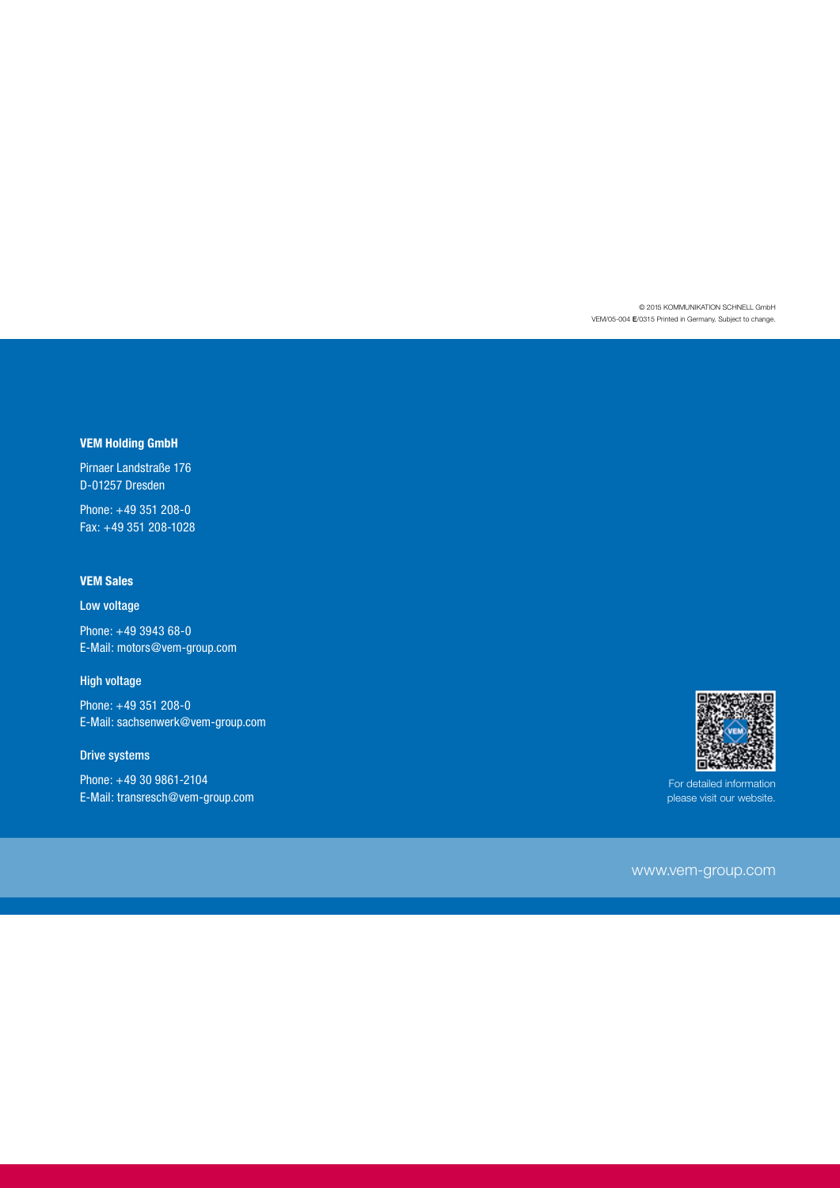© 2015 KOMMUNIKATION SCHNELL GmbH
VEM/05-004 **E**/0315 Printed in Germany. Subject to change.

**VEM Holding GmbH**

Pirnaer Landstraße 176
D-01257 Dresden

Phone: +49 351 208-0
Fax: +49 351 208-1028

**VEM Sales**

Low voltage

Phone: +49 3943 68-0
E-Mail: motors@vem-group.com

High voltage

Phone: +49 351 208-0
E-Mail: sachsenwerk@vem-group.com

Drive systems

Phone: +49 30 9861-2104
E-Mail: transresch@vem-group.com

For detailed information
please visit our website.

www.vem-group.com